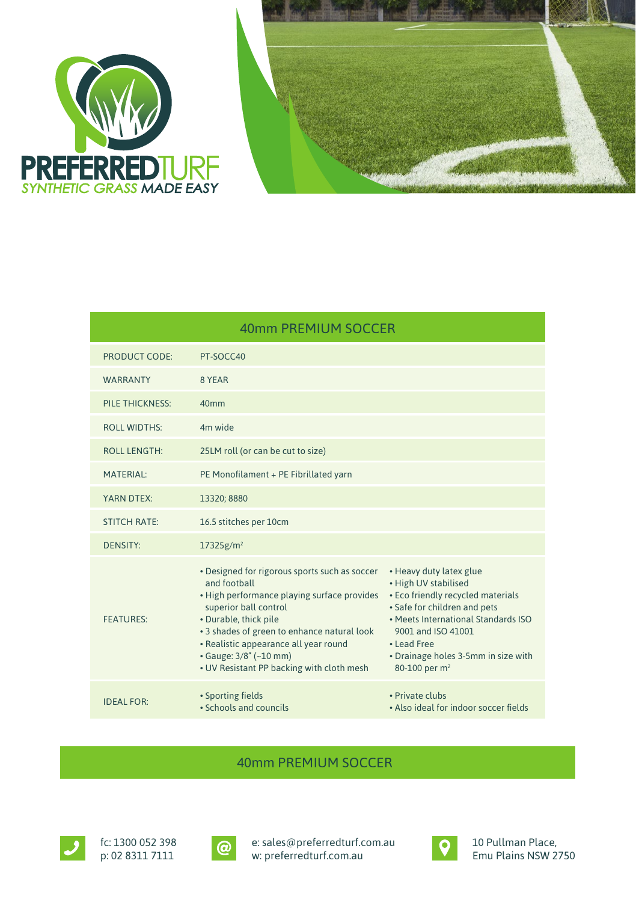# PREFERREDTURF

*SYNTHETIC GRASS MADE EASY*

## 40mm PREMIUM SOCCER

| | |
|---|---|
| PRODUCT CODE: | PT-SOCC40 |
| WARRANTY | 8 YEAR |
| PILE THICKNESS: | 40mm |
| ROLL WIDTHS: | 4m wide |
| ROLL LENGTH: | 25LM roll (or can be cut to size) |
| MATERIAL: | PE Monofilament + PE Fibrillated yarn |
| YARN DTEX: | 13320; 8880 |
| STITCH RATE: | 16.5 stitches per 10cm |
| DENSITY: | 17325g/m² |
| FEATURES: | • Designed for rigorous sports such as soccer and football<br>• High performance playing surface provides superior ball control<br>• Durable, thick pile<br>• 3 shades of green to enhance natural look<br>• Realistic appearance all year round<br>• Gauge: 3/8" (~10 mm)<br>• UV Resistant PP backing with cloth mesh<br>• Heavy duty latex glue<br>• High UV stabilised<br>• Eco friendly recycled materials<br>• Safe for children and pets<br>• Meets International Standards ISO 9001 and ISO 41001<br>• Lead Free<br>• Drainage holes 3-5mm in size with 80-100 per m² |
| IDEAL FOR: | • Sporting fields<br>• Schools and councils<br>• Private clubs<br>• Also ideal for indoor soccer fields |

## 40mm PREMIUM SOCCER

fc: 1300 052 398
p: 02 8311 7111

e: sales@preferredturf.com.au
w: preferredturf.com.au

10 Pullman Place,
Emu Plains NSW 2750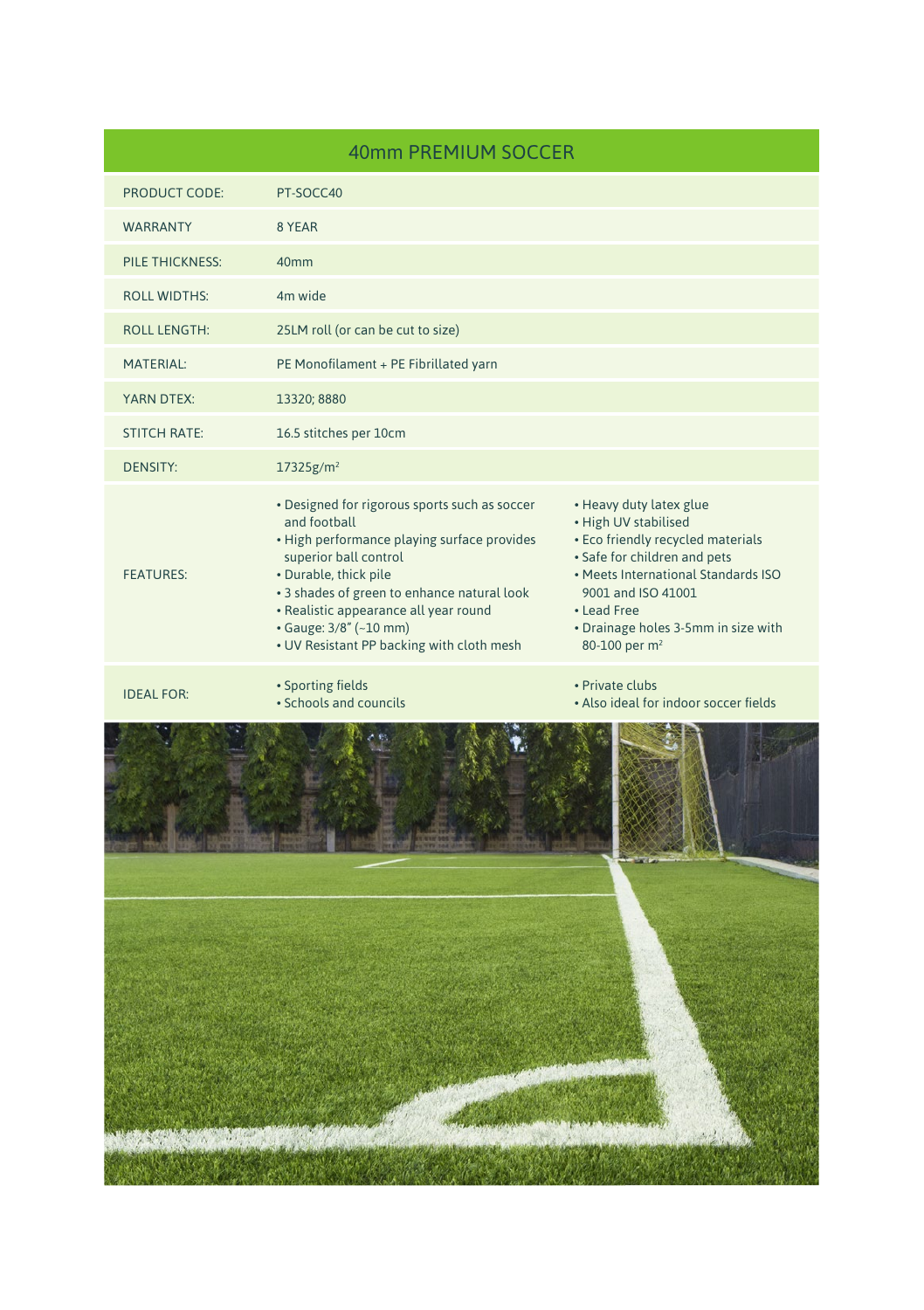# 40mm PREMIUM SOCCER

| | |
|---|---|
| PRODUCT CODE: | PT-SOCC40 |
| WARRANTY | 8 YEAR |
| PILE THICKNESS: | 40mm |
| ROLL WIDTHS: | 4m wide |
| ROLL LENGTH: | 25LM roll (or can be cut to size) |
| MATERIAL: | PE Monofilament + PE Fibrillated yarn |
| YARN DTEX: | 13320; 8880 |
| STITCH RATE: | 16.5 stitches per 10cm |
| DENSITY: | 17325g/m$^2$ |
| FEATURES: | • Designed for rigorous sports such as soccer and football<br>• High performance playing surface provides superior ball control<br>• Durable, thick pile<br>• 3 shades of green to enhance natural look<br>• Realistic appearance all year round<br>• Gauge: 3/8" (~10 mm)<br>• UV Resistant PP backing with cloth mesh<br>• Heavy duty latex glue<br>• High UV stabilised<br>• Eco friendly recycled materials<br>• Safe for children and pets<br>• Meets International Standards ISO 9001 and ISO 41001<br>• Lead Free<br>• Drainage holes 3-5mm in size with 80-100 per m$^2$ |
| IDEAL FOR: | • Sporting fields<br>• Schools and councils<br>• Private clubs<br>• Also ideal for indoor soccer fields |